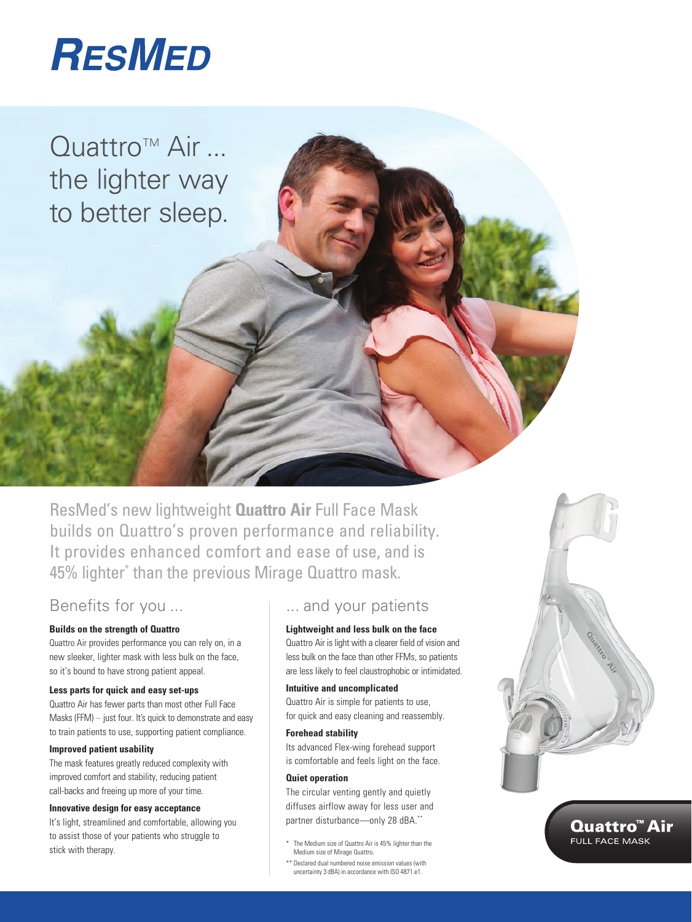# ResMed

## Quattro™ Air ... the lighter way to better sleep.

ResMed's new lightweight **Quattro Air** Full Face Mask builds on Quattro's proven performance and reliability. It provides enhanced comfort and ease of use, and is 45% lighter* than the previous Mirage Quattro mask.

### Benefits for you ...

**Builds on the strength of Quattro**
Quattro Air provides performance you can rely on, in a new sleeker, lighter mask with less bulk on the face, so it's bound to have strong patient appeal.

**Less parts for quick and easy set-ups**
Quattro Air has fewer parts than most other Full Face Masks (FFM) – just four. It's quick to demonstrate and easy to train patients to use, supporting patient compliance.

**Improved patient usability**
The mask features greatly reduced complexity with improved comfort and stability, reducing patient call-backs and freeing up more of your time.

**Innovative design for easy acceptance**
It's light, streamlined and comfortable, allowing you to assist those of your patients who struggle to stick with therapy.

### ... and your patients

**Lightweight and less bulk on the face**
Quattro Air is light with a clearer field of vision and less bulk on the face than other FFMs, so patients are less likely to feel claustrophobic or intimidated.

**Intuitive and uncomplicated**
Quattro Air is simple for patients to use, for quick and easy cleaning and reassembly.

**Forehead stability**
Its advanced Flex-wing forehead support is comfortable and feels light on the face.

**Quiet operation**
The circular venting gently and quietly diffuses airflow away for less user and partner disturbance—only 28 dBA.**

\* The Medium size of Quattro Air is 45% lighter than the Medium size of Mirage Quattro.

\*\* Declared dual numbered noise emission values (with uncertainty 3 dBA) in accordance with ISO 4871.e1.

**Quattro™ Air**
FULL FACE MASK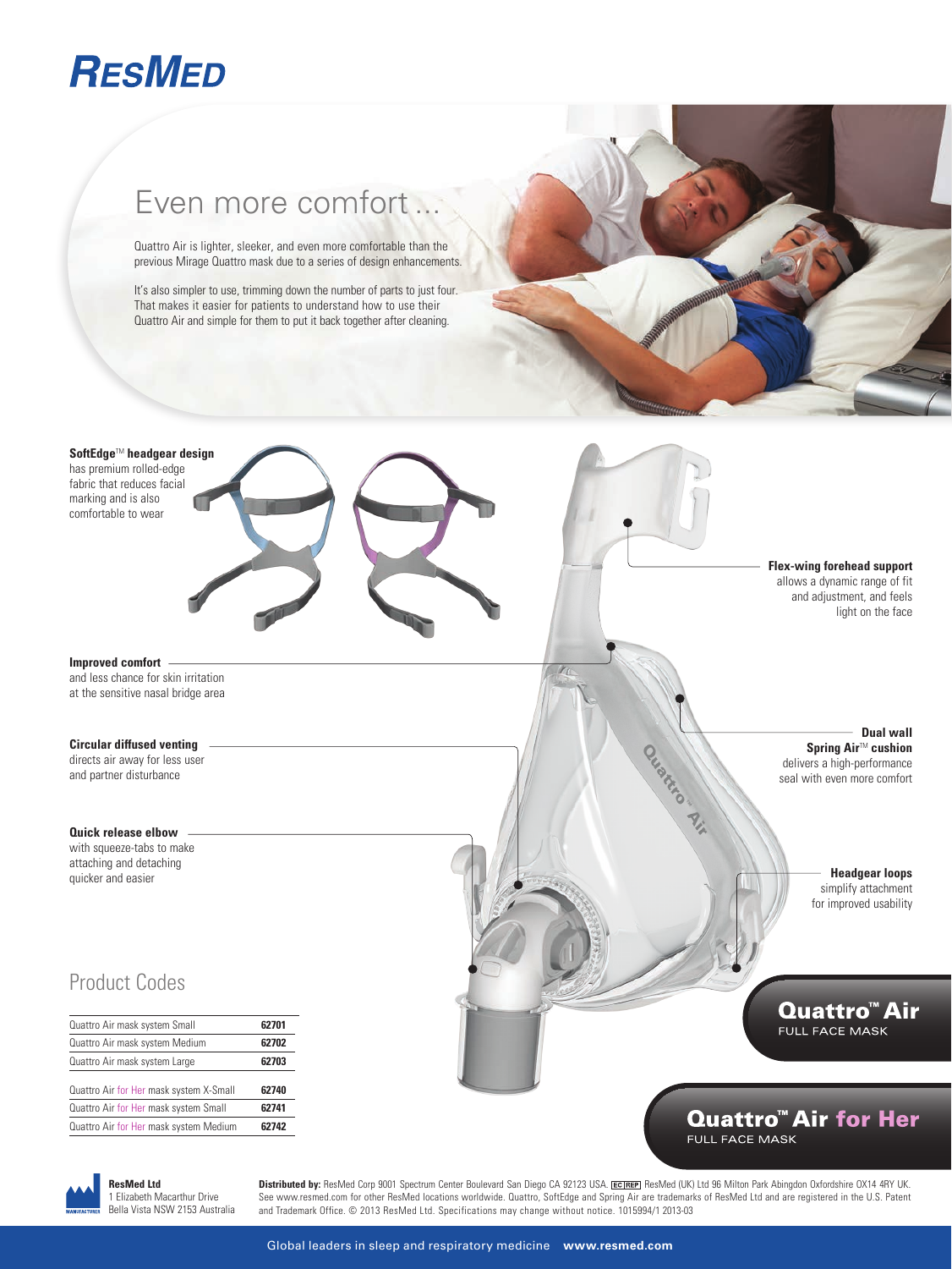# RESMED

## Even more comfort ...

Quattro Air is lighter, sleeker, and even more comfortable than the previous Mirage Quattro mask due to a series of design enhancements.

It's also simpler to use, trimming down the number of parts to just four. That makes it easier for patients to understand how to use their Quattro Air and simple for them to put it back together after cleaning.

**SoftEdge™ headgear design** has premium rolled-edge fabric that reduces facial marking and is also comfortable to wear

**Flex-wing forehead support** allows a dynamic range of fit and adjustment, and feels light on the face

**Improved comfort** and less chance for skin irritation at the sensitive nasal bridge area

**Dual wall Spring Air™ cushion** delivers a high-performance seal with even more comfort

**Circular diffused venting** directs air away for less user and partner disturbance

**Quick release elbow** with squeeze-tabs to make attaching and detaching quicker and easier

**Headgear loops** simplify attachment for improved usability

**Quattro™ Air**
FULL FACE MASK

**Quattro™ Air for Her**
FULL FACE MASK

## Product Codes

| | |
|---|---|
| Quattro Air mask system Small | **62701** |
| Quattro Air mask system Medium | **62702** |
| Quattro Air mask system Large | **62703** |
| Quattro Air for Her mask system X-Small | **62740** |
| Quattro Air for Her mask system Small | **62741** |
| Quattro Air for Her mask system Medium | **62742** |

**ResMed Ltd**
1 Elizabeth Macarthur Drive
Bella Vista NSW 2153 Australia

**Distributed by:** ResMed Corp 9001 Spectrum Center Boulevard San Diego CA 92123 USA. EC REP ResMed (UK) Ltd 96 Milton Park Abingdon Oxfordshire OX14 4RY UK. See www.resmed.com for other ResMed locations worldwide. Quattro, SoftEdge and Spring Air are trademarks of ResMed Ltd and are registered in the U.S. Patent and Trademark Office. © 2013 ResMed Ltd. Specifications may change without notice. 1015994/1 2013-03

Global leaders in sleep and respiratory medicine **www.resmed.com**